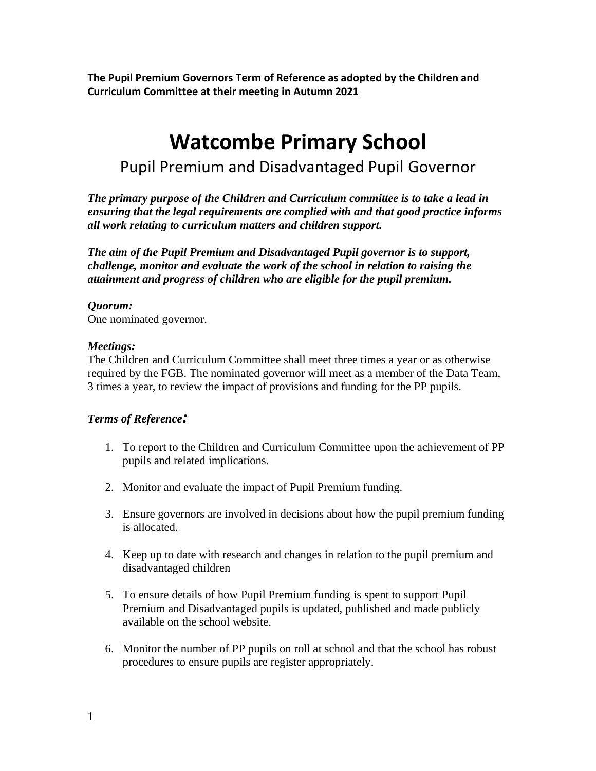**The Pupil Premium Governors Term of Reference as adopted by the Children and Curriculum Committee at their meeting in Autumn 2021**

# Watcombe Primary School

## Pupil Premium and Disadvantaged Pupil Governor

***The primary purpose of the Children and Curriculum committee is to take a lead in ensuring that the legal requirements are complied with and that good practice informs all work relating to curriculum matters and children support.***

***The aim of the Pupil Premium and Disadvantaged Pupil governor is to support, challenge, monitor and evaluate the work of the school in relation to raising the attainment and progress of children who are eligible for the pupil premium.***

***Quorum:***
One nominated governor.

***Meetings:***
The Children and Curriculum Committee shall meet three times a year or as otherwise required by the FGB. The nominated governor will meet as a member of the Data Team, 3 times a year, to review the impact of provisions and funding for the PP pupils.

***Terms of Reference:***

1. To report to the Children and Curriculum Committee upon the achievement of PP pupils and related implications.
2. Monitor and evaluate the impact of Pupil Premium funding.
3. Ensure governors are involved in decisions about how the pupil premium funding is allocated.
4. Keep up to date with research and changes in relation to the pupil premium and disadvantaged children
5. To ensure details of how Pupil Premium funding is spent to support Pupil Premium and Disadvantaged pupils is updated, published and made publicly available on the school website.
6. Monitor the number of PP pupils on roll at school and that the school has robust procedures to ensure pupils are register appropriately.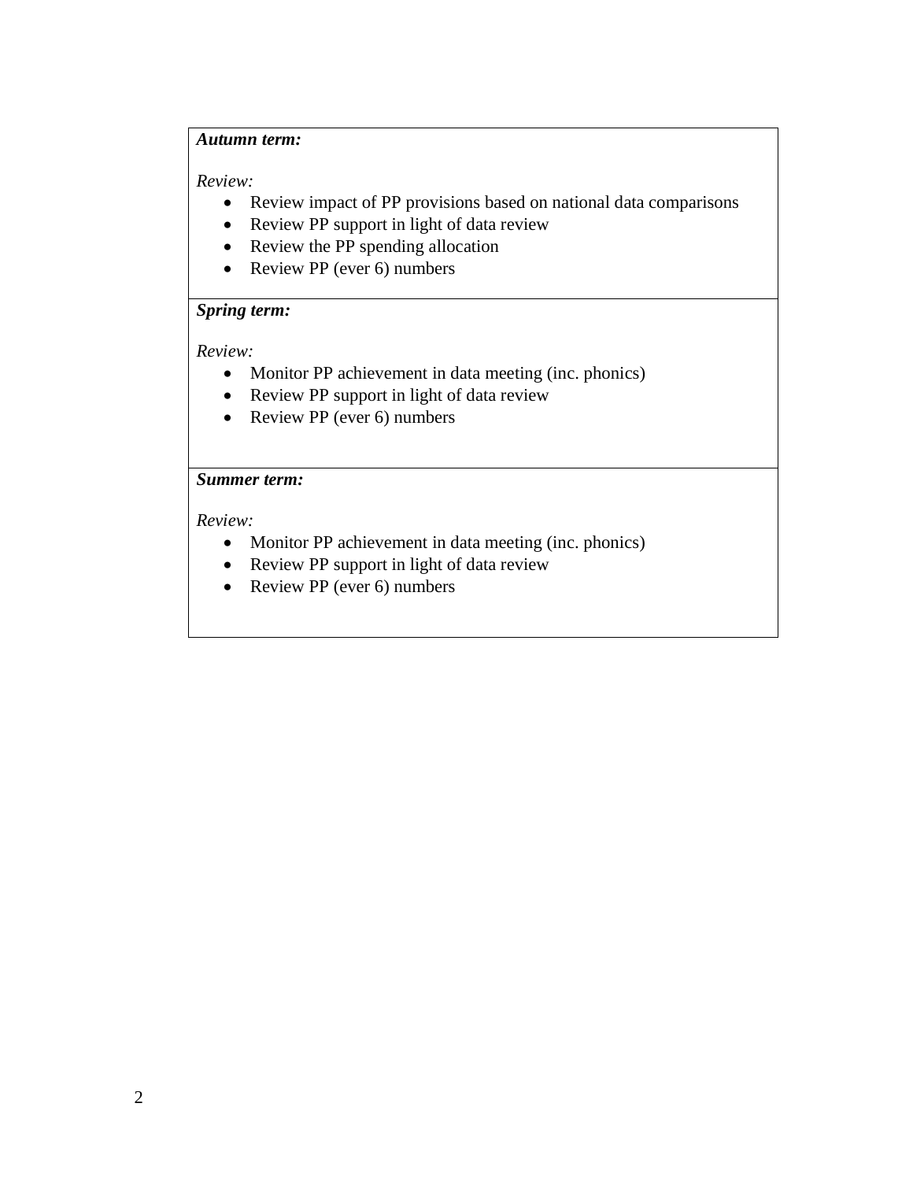***Autumn term:***

*Review:*

- Review impact of PP provisions based on national data comparisons
- Review PP support in light of data review
- Review the PP spending allocation
- Review PP (ever 6) numbers

***Spring term:***

*Review:*

- Monitor PP achievement in data meeting (inc. phonics)
- Review PP support in light of data review
- Review PP (ever 6) numbers

***Summer term:***

*Review:*

- Monitor PP achievement in data meeting (inc. phonics)
- Review PP support in light of data review
- Review PP (ever 6) numbers